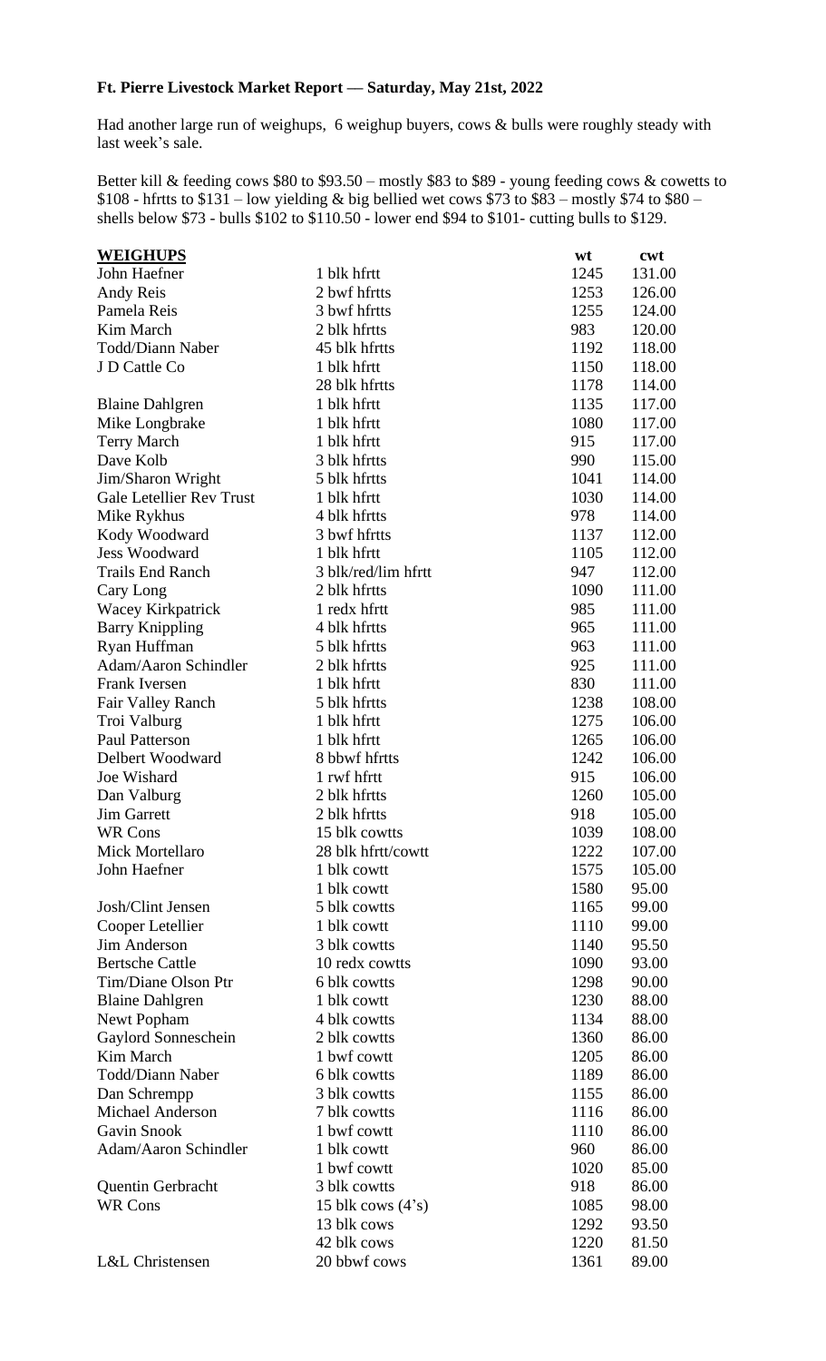**Ft. Pierre Livestock Market Report — Saturday, May 21st, 2022**

Had another large run of weighups, 6 weighup buyers, cows & bulls were roughly steady with last week's sale.

Better kill & feeding cows $80 to $93.50 – mostly $83 to $89 - young feeding cows & cowetts to $108 - hfrtts to $131 – low yielding & big bellied wet cows $73 to $83 – mostly $74 to $80 – shells below $73 - bulls $102 to $110.50 - lower end $94 to $101- cutting bulls to $129.

| **WEIGHUPS** | | wt | cwt |
|---|---|---|---|
| John Haefner | 1 blk hfrtt | 1245 | 131.00 |
| Andy Reis | 2 bwf hfrtts | 1253 | 126.00 |
| Pamela Reis | 3 bwf hfrtts | 1255 | 124.00 |
| Kim March | 2 blk hfrtts | 983 | 120.00 |
| Todd/Diann Naber | 45 blk hfrtts | 1192 | 118.00 |
| J D Cattle Co | 1 blk hfrtt | 1150 | 118.00 |
| | 28 blk hfrtts | 1178 | 114.00 |
| Blaine Dahlgren | 1 blk hfrtt | 1135 | 117.00 |
| Mike Longbrake | 1 blk hfrtt | 1080 | 117.00 |
| Terry March | 1 blk hfrtt | 915 | 117.00 |
| Dave Kolb | 3 blk hfrtts | 990 | 115.00 |
| Jim/Sharon Wright | 5 blk hfrtts | 1041 | 114.00 |
| Gale Letellier Rev Trust | 1 blk hfrtt | 1030 | 114.00 |
| Mike Rykhus | 4 blk hfrtts | 978 | 114.00 |
| Kody Woodward | 3 bwf hfrtts | 1137 | 112.00 |
| Jess Woodward | 1 blk hfrtt | 1105 | 112.00 |
| Trails End Ranch | 3 blk/red/lim hfrtt | 947 | 112.00 |
| Cary Long | 2 blk hfrtts | 1090 | 111.00 |
| Wacey Kirkpatrick | 1 redx hfrtt | 985 | 111.00 |
| Barry Knippling | 4 blk hfrtts | 965 | 111.00 |
| Ryan Huffman | 5 blk hfrtts | 963 | 111.00 |
| Adam/Aaron Schindler | 2 blk hfrtts | 925 | 111.00 |
| Frank Iversen | 1 blk hfrtt | 830 | 111.00 |
| Fair Valley Ranch | 5 blk hfrtts | 1238 | 108.00 |
| Troi Valburg | 1 blk hfrtt | 1275 | 106.00 |
| Paul Patterson | 1 blk hfrtt | 1265 | 106.00 |
| Delbert Woodward | 8 bbwf hfrtts | 1242 | 106.00 |
| Joe Wishard | 1 rwf hfrtt | 915 | 106.00 |
| Dan Valburg | 2 blk hfrtts | 1260 | 105.00 |
| Jim Garrett | 2 blk hfrtts | 918 | 105.00 |
| WR Cons | 15 blk cowtts | 1039 | 108.00 |
| Mick Mortellaro | 28 blk hfrtt/cowtt | 1222 | 107.00 |
| John Haefner | 1 blk cowtt | 1575 | 105.00 |
| | 1 blk cowtt | 1580 | 95.00 |
| Josh/Clint Jensen | 5 blk cowtts | 1165 | 99.00 |
| Cooper Letellier | 1 blk cowtt | 1110 | 99.00 |
| Jim Anderson | 3 blk cowtts | 1140 | 95.50 |
| Bertsche Cattle | 10 redx cowtts | 1090 | 93.00 |
| Tim/Diane Olson Ptr | 6 blk cowtts | 1298 | 90.00 |
| Blaine Dahlgren | 1 blk cowtt | 1230 | 88.00 |
| Newt Popham | 4 blk cowtts | 1134 | 88.00 |
| Gaylord Sonneschein | 2 blk cowtts | 1360 | 86.00 |
| Kim March | 1 bwf cowtt | 1205 | 86.00 |
| Todd/Diann Naber | 6 blk cowtts | 1189 | 86.00 |
| Dan Schrempp | 3 blk cowtts | 1155 | 86.00 |
| Michael Anderson | 7 blk cowtts | 1116 | 86.00 |
| Gavin Snook | 1 bwf cowtt | 1110 | 86.00 |
| Adam/Aaron Schindler | 1 blk cowtt | 960 | 86.00 |
| | 1 bwf cowtt | 1020 | 85.00 |
| Quentin Gerbracht | 3 blk cowtts | 918 | 86.00 |
| WR Cons | 15 blk cows (4's) | 1085 | 98.00 |
| | 13 blk cows | 1292 | 93.50 |
| | 42 blk cows | 1220 | 81.50 |
| L&L Christensen | 20 bbwf cows | 1361 | 89.00 |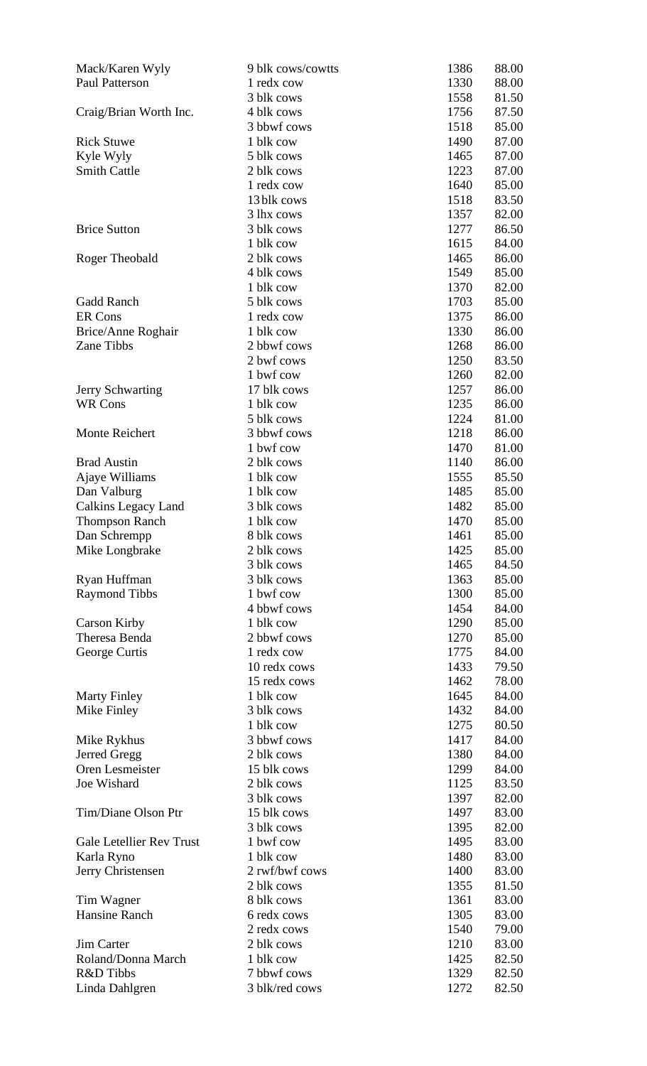| | | | |
|---|---|---|---|
| Mack/Karen Wyly | 9 blk cows/cowtts | 1386 | 88.00 |
| Paul Patterson | 1 redx cow | 1330 | 88.00 |
| | 3 blk cows | 1558 | 81.50 |
| Craig/Brian Worth Inc. | 4 blk cows | 1756 | 87.50 |
| | 3 bbwf cows | 1518 | 85.00 |
| Rick Stuwe | 1 blk cow | 1490 | 87.00 |
| Kyle Wyly | 5 blk cows | 1465 | 87.00 |
| Smith Cattle | 2 blk cows | 1223 | 87.00 |
| | 1 redx cow | 1640 | 85.00 |
| | 13 blk cows | 1518 | 83.50 |
| | 3 lhx cows | 1357 | 82.00 |
| Brice Sutton | 3 blk cows | 1277 | 86.50 |
| | 1 blk cow | 1615 | 84.00 |
| Roger Theobald | 2 blk cows | 1465 | 86.00 |
| | 4 blk cows | 1549 | 85.00 |
| | 1 blk cow | 1370 | 82.00 |
| Gadd Ranch | 5 blk cows | 1703 | 85.00 |
| ER Cons | 1 redx cow | 1375 | 86.00 |
| Brice/Anne Roghair | 1 blk cow | 1330 | 86.00 |
| Zane Tibbs | 2 bbwf cows | 1268 | 86.00 |
| | 2 bwf cows | 1250 | 83.50 |
| | 1 bwf cow | 1260 | 82.00 |
| Jerry Schwarting | 17 blk cows | 1257 | 86.00 |
| WR Cons | 1 blk cow | 1235 | 86.00 |
| | 5 blk cows | 1224 | 81.00 |
| Monte Reichert | 3 bbwf cows | 1218 | 86.00 |
| | 1 bwf cow | 1470 | 81.00 |
| Brad Austin | 2 blk cows | 1140 | 86.00 |
| Ajaye Williams | 1 blk cow | 1555 | 85.50 |
| Dan Valburg | 1 blk cow | 1485 | 85.00 |
| Calkins Legacy Land | 3 blk cows | 1482 | 85.00 |
| Thompson Ranch | 1 blk cow | 1470 | 85.00 |
| Dan Schrempp | 8 blk cows | 1461 | 85.00 |
| Mike Longbrake | 2 blk cows | 1425 | 85.00 |
| | 3 blk cows | 1465 | 84.50 |
| Ryan Huffman | 3 blk cows | 1363 | 85.00 |
| Raymond Tibbs | 1 bwf cow | 1300 | 85.00 |
| | 4 bbwf cows | 1454 | 84.00 |
| Carson Kirby | 1 blk cow | 1290 | 85.00 |
| Theresa Benda | 2 bbwf cows | 1270 | 85.00 |
| George Curtis | 1 redx cow | 1775 | 84.00 |
| | 10 redx cows | 1433 | 79.50 |
| | 15 redx cows | 1462 | 78.00 |
| Marty Finley | 1 blk cow | 1645 | 84.00 |
| Mike Finley | 3 blk cows | 1432 | 84.00 |
| | 1 blk cow | 1275 | 80.50 |
| Mike Rykhus | 3 bbwf cows | 1417 | 84.00 |
| Jerred Gregg | 2 blk cows | 1380 | 84.00 |
| Oren Lesmeister | 15 blk cows | 1299 | 84.00 |
| Joe Wishard | 2 blk cows | 1125 | 83.50 |
| | 3 blk cows | 1397 | 82.00 |
| Tim/Diane Olson Ptr | 15 blk cows | 1497 | 83.00 |
| | 3 blk cows | 1395 | 82.00 |
| Gale Letellier Rev Trust | 1 bwf cow | 1495 | 83.00 |
| Karla Ryno | 1 blk cow | 1480 | 83.00 |
| Jerry Christensen | 2 rwf/bwf cows | 1400 | 83.00 |
| | 2 blk cows | 1355 | 81.50 |
| Tim Wagner | 8 blk cows | 1361 | 83.00 |
| Hansine Ranch | 6 redx cows | 1305 | 83.00 |
| | 2 redx cows | 1540 | 79.00 |
| Jim Carter | 2 blk cows | 1210 | 83.00 |
| Roland/Donna March | 1 blk cow | 1425 | 82.50 |
| R&D Tibbs | 7 bbwf cows | 1329 | 82.50 |
| Linda Dahlgren | 3 blk/red cows | 1272 | 82.50 |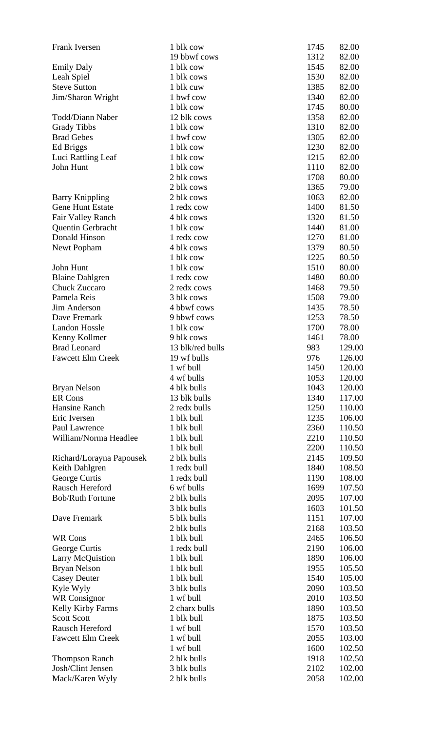| | | | |
|---|---|---|---|
| Frank Iversen | 1 blk cow | 1745 | 82.00 |
| | 19 bbwf cows | 1312 | 82.00 |
| Emily Daly | 1 blk cow | 1545 | 82.00 |
| Leah Spiel | 1 blk cows | 1530 | 82.00 |
| Steve Sutton | 1 blk cuw | 1385 | 82.00 |
| Jim/Sharon Wright | 1 bwf cow | 1340 | 82.00 |
| | 1 blk cow | 1745 | 80.00 |
| Todd/Diann Naber | 12 blk cows | 1358 | 82.00 |
| Grady Tibbs | 1 blk cow | 1310 | 82.00 |
| Brad Gebes | 1 bwf cow | 1305 | 82.00 |
| Ed Briggs | 1 blk cow | 1230 | 82.00 |
| Luci Rattling Leaf | 1 blk cow | 1215 | 82.00 |
| John Hunt | 1 blk cow | 1110 | 82.00 |
| | 2 blk cows | 1708 | 80.00 |
| | 2 blk cows | 1365 | 79.00 |
| Barry Knippling | 2 blk cows | 1063 | 82.00 |
| Gene Hunt Estate | 1 redx cow | 1400 | 81.50 |
| Fair Valley Ranch | 4 blk cows | 1320 | 81.50 |
| Quentin Gerbracht | 1 blk cow | 1440 | 81.00 |
| Donald Hinson | 1 redx cow | 1270 | 81.00 |
| Newt Popham | 4 blk cows | 1379 | 80.50 |
| | 1 blk cow | 1225 | 80.50 |
| John Hunt | 1 blk cow | 1510 | 80.00 |
| Blaine Dahlgren | 1 redx cow | 1480 | 80.00 |
| Chuck Zuccaro | 2 redx cows | 1468 | 79.50 |
| Pamela Reis | 3 blk cows | 1508 | 79.00 |
| Jim Anderson | 4 bbwf cows | 1435 | 78.50 |
| Dave Fremark | 9 bbwf cows | 1253 | 78.50 |
| Landon Hossle | 1 blk cow | 1700 | 78.00 |
| Kenny Kollmer | 9 blk cows | 1461 | 78.00 |
| Brad Leonard | 13 blk/red bulls | 983 | 129.00 |
| Fawcett Elm Creek | 19 wf bulls | 976 | 126.00 |
| | 1 wf bull | 1450 | 120.00 |
| | 4 wf bulls | 1053 | 120.00 |
| Bryan Nelson | 4 blk bulls | 1043 | 120.00 |
| ER Cons | 13 blk bulls | 1340 | 117.00 |
| Hansine Ranch | 2 redx bulls | 1250 | 110.00 |
| Eric Iversen | 1 blk bull | 1235 | 106.00 |
| Paul Lawrence | 1 blk bull | 2360 | 110.50 |
| William/Norma Headlee | 1 blk bull | 2210 | 110.50 |
| | 1 blk bull | 2200 | 110.50 |
| Richard/Lorayna Papousek | 2 blk bulls | 2145 | 109.50 |
| Keith Dahlgren | 1 redx bull | 1840 | 108.50 |
| George Curtis | 1 redx bull | 1190 | 108.00 |
| Rausch Hereford | 6 wf bulls | 1699 | 107.50 |
| Bob/Ruth Fortune | 2 blk bulls | 2095 | 107.00 |
| | 3 blk bulls | 1603 | 101.50 |
| Dave Fremark | 5 blk bulls | 1151 | 107.00 |
| | 2 blk bulls | 2168 | 103.50 |
| WR Cons | 1 blk bull | 2465 | 106.50 |
| George Curtis | 1 redx bull | 2190 | 106.00 |
| Larry McQuistion | 1 blk bull | 1890 | 106.00 |
| Bryan Nelson | 1 blk bull | 1955 | 105.50 |
| Casey Deuter | 1 blk bull | 1540 | 105.00 |
| Kyle Wyly | 3 blk bulls | 2090 | 103.50 |
| WR Consignor | 1 wf bull | 2010 | 103.50 |
| Kelly Kirby Farms | 2 charx bulls | 1890 | 103.50 |
| Scott Scott | 1 blk bull | 1875 | 103.50 |
| Rausch Hereford | 1 wf bull | 1570 | 103.50 |
| Fawcett Elm Creek | 1 wf bull | 2055 | 103.00 |
| | 1 wf bull | 1600 | 102.50 |
| Thompson Ranch | 2 blk bulls | 1918 | 102.50 |
| Josh/Clint Jensen | 3 blk bulls | 2102 | 102.00 |
| Mack/Karen Wyly | 2 blk bulls | 2058 | 102.00 |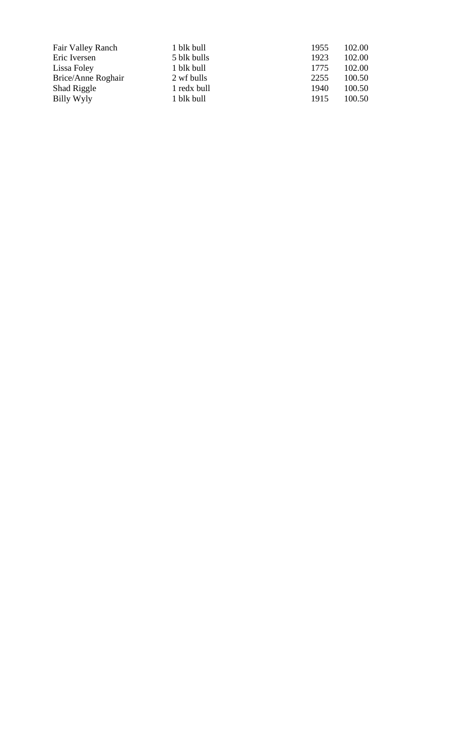| | | | |
|---|---|---|---|
| Fair Valley Ranch | 1 blk bull | 1955 | 102.00 |
| Eric Iversen | 5 blk bulls | 1923 | 102.00 |
| Lissa Foley | 1 blk bull | 1775 | 102.00 |
| Brice/Anne Roghair | 2 wf bulls | 2255 | 100.50 |
| Shad Riggle | 1 redx bull | 1940 | 100.50 |
| Billy Wyly | 1 blk bull | 1915 | 100.50 |